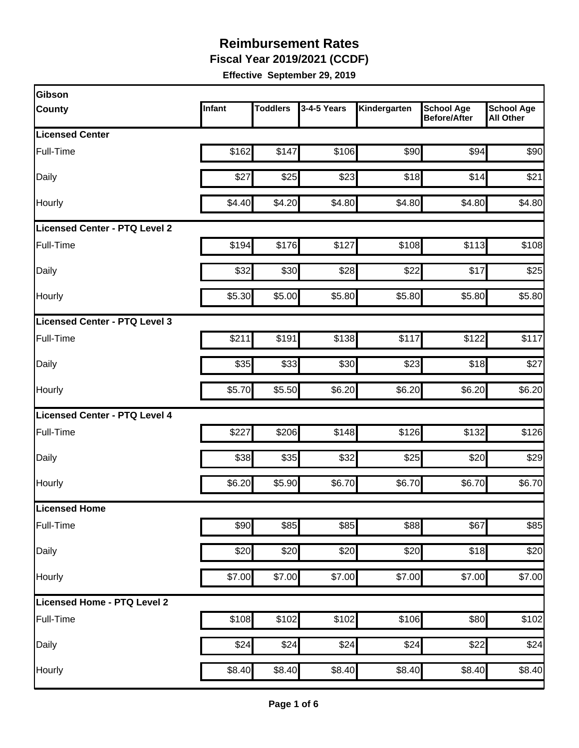# Reimbursement Rates

**Fiscal Year 2019/2021 (CCDF)**

**Effective September 29, 2019**

| Gibson County | Infant | Toddlers | 3-4-5 Years | Kindergarten | School Age Before/After | School Age All Other |
|---|---|---|---|---|---|---|
| **Licensed Center** | | | | | | |
| Full-Time | $162 | $147 | $106 | $90 | $94 | $90 |
| Daily | $27 | $25 | $23 | $18 | $14 | $21 |
| Hourly | $4.40 | $4.20 | $4.80 | $4.80 | $4.80 | $4.80 |
| **Licensed Center - PTQ Level 2** | | | | | | |
| Full-Time | $194 | $176 | $127 | $108 | $113 | $108 |
| Daily | $32 | $30 | $28 | $22 | $17 | $25 |
| Hourly | $5.30 | $5.00 | $5.80 | $5.80 | $5.80 | $5.80 |
| **Licensed Center - PTQ Level 3** | | | | | | |
| Full-Time | $211 | $191 | $138 | $117 | $122 | $117 |
| Daily | $35 | $33 | $30 | $23 | $18 | $27 |
| Hourly | $5.70 | $5.50 | $6.20 | $6.20 | $6.20 | $6.20 |
| **Licensed Center - PTQ Level 4** | | | | | | |
| Full-Time | $227 | $206 | $148 | $126 | $132 | $126 |
| Daily | $38 | $35 | $32 | $25 | $20 | $29 |
| Hourly | $6.20 | $5.90 | $6.70 | $6.70 | $6.70 | $6.70 |
| **Licensed Home** | | | | | | |
| Full-Time | $90 | $85 | $85 | $88 | $67 | $85 |
| Daily | $20 | $20 | $20 | $20 | $18 | $20 |
| Hourly | $7.00 | $7.00 | $7.00 | $7.00 | $7.00 | $7.00 |
| **Licensed Home - PTQ Level 2** | | | | | | |
| Full-Time | $108 | $102 | $102 | $106 | $80 | $102 |
| Daily | $24 | $24 | $24 | $24 | $22 | $24 |
| Hourly | $8.40 | $8.40 | $8.40 | $8.40 | $8.40 | $8.40 |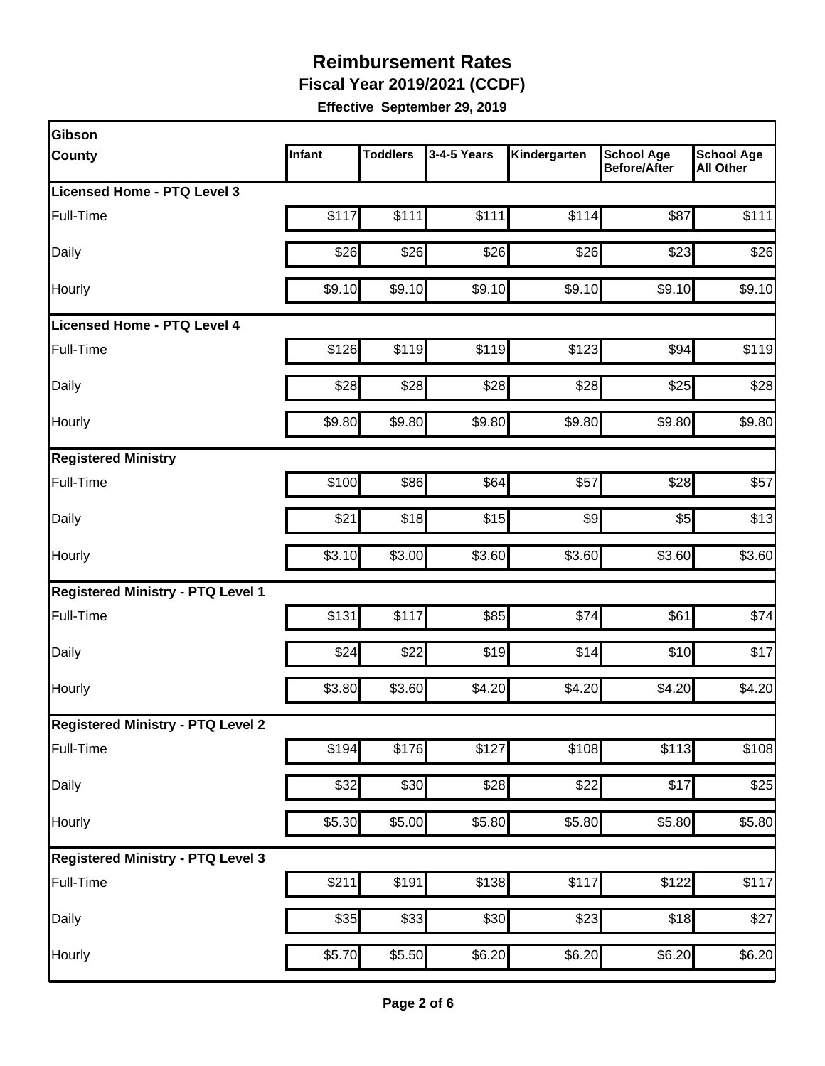# Reimbursement Rates

**Fiscal Year 2019/2021 (CCDF)**

**Effective September 29, 2019**

| Gibson County | Infant | Toddlers | 3-4-5 Years | Kindergarten | School Age Before/After | School Age All Other |
|---|---|---|---|---|---|---|
| **Licensed Home - PTQ Level 3** | | | | | | |
| Full-Time | $117 | $111 | $111 | $114 | $87 | $111 |
| Daily | $26 | $26 | $26 | $26 | $23 | $26 |
| Hourly | $9.10 | $9.10 | $9.10 | $9.10 | $9.10 | $9.10 |
| **Licensed Home - PTQ Level 4** | | | | | | |
| Full-Time | $126 | $119 | $119 | $123 | $94 | $119 |
| Daily | $28 | $28 | $28 | $28 | $25 | $28 |
| Hourly | $9.80 | $9.80 | $9.80 | $9.80 | $9.80 | $9.80 |
| **Registered Ministry** | | | | | | |
| Full-Time | $100 | $86 | $64 | $57 | $28 | $57 |
| Daily | $21 | $18 | $15 | $9 | $5 | $13 |
| Hourly | $3.10 | $3.00 | $3.60 | $3.60 | $3.60 | $3.60 |
| **Registered Ministry - PTQ Level 1** | | | | | | |
| Full-Time | $131 | $117 | $85 | $74 | $61 | $74 |
| Daily | $24 | $22 | $19 | $14 | $10 | $17 |
| Hourly | $3.80 | $3.60 | $4.20 | $4.20 | $4.20 | $4.20 |
| **Registered Ministry - PTQ Level 2** | | | | | | |
| Full-Time | $194 | $176 | $127 | $108 | $113 | $108 |
| Daily | $32 | $30 | $28 | $22 | $17 | $25 |
| Hourly | $5.30 | $5.00 | $5.80 | $5.80 | $5.80 | $5.80 |
| **Registered Ministry - PTQ Level 3** | | | | | | |
| Full-Time | $211 | $191 | $138 | $117 | $122 | $117 |
| Daily | $35 | $33 | $30 | $23 | $18 | $27 |
| Hourly | $5.70 | $5.50 | $6.20 | $6.20 | $6.20 | $6.20 |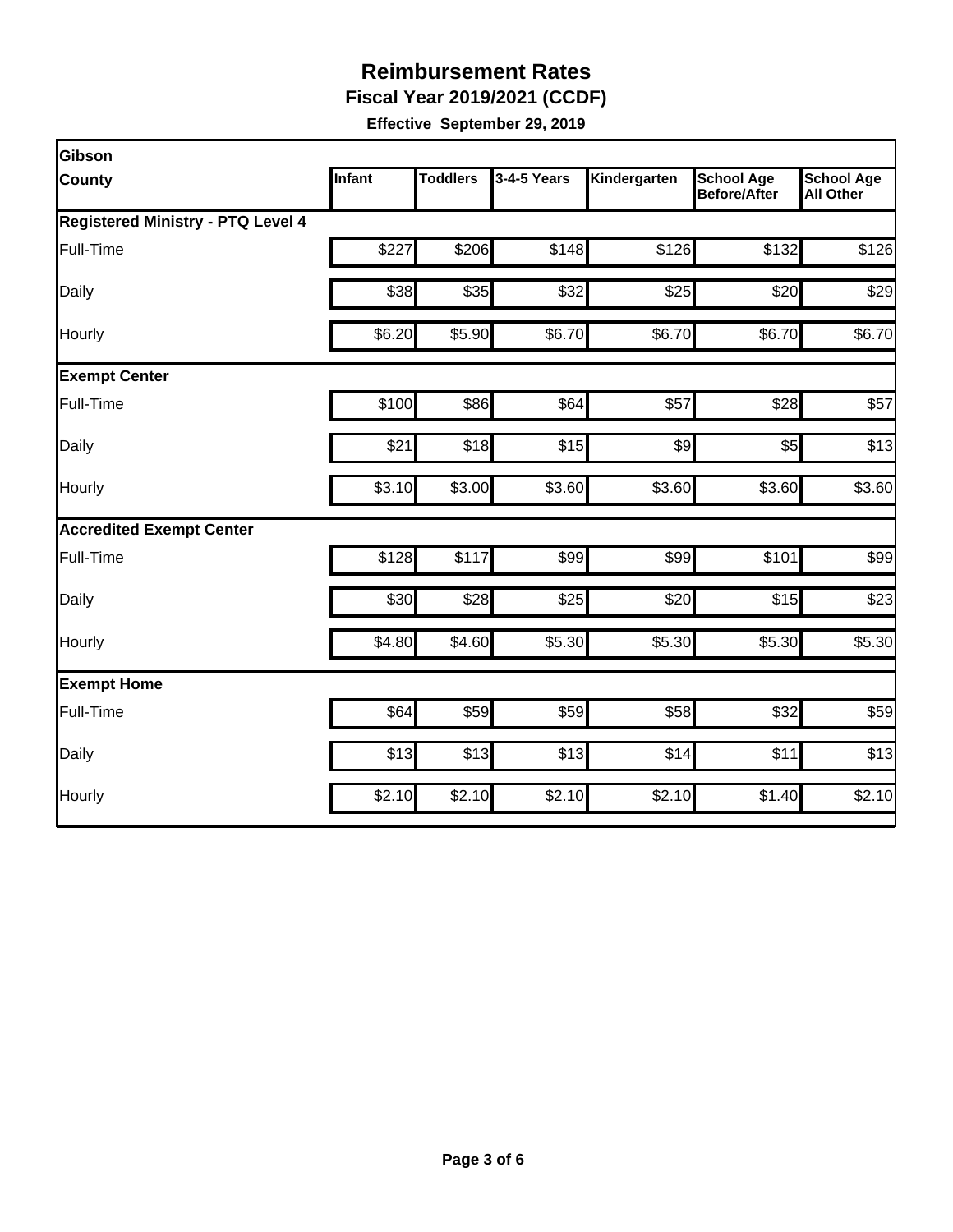# Reimbursement Rates

**Fiscal Year 2019/2021 (CCDF)**

**Effective September 29, 2019**

| Gibson County | Infant | Toddlers | 3-4-5 Years | Kindergarten | School Age Before/After | School Age All Other |
|---|---|---|---|---|---|---|
| **Registered Ministry - PTQ Level 4** | | | | | | |
| Full-Time | $227 | $206 | $148 | $126 | $132 | $126 |
| Daily | $38 | $35 | $32 | $25 | $20 | $29 |
| Hourly | $6.20 | $5.90 | $6.70 | $6.70 | $6.70 | $6.70 |
| **Exempt Center** | | | | | | |
| Full-Time | $100 | $86 | $64 | $57 | $28 | $57 |
| Daily | $21 | $18 | $15 | $9 | $5 | $13 |
| Hourly | $3.10 | $3.00 | $3.60 | $3.60 | $3.60 | $3.60 |
| **Accredited Exempt Center** | | | | | | |
| Full-Time | $128 | $117 | $99 | $99 | $101 | $99 |
| Daily | $30 | $28 | $25 | $20 | $15 | $23 |
| Hourly | $4.80 | $4.60 | $5.30 | $5.30 | $5.30 | $5.30 |
| **Exempt Home** | | | | | | |
| Full-Time | $64 | $59 | $59 | $58 | $32 | $59 |
| Daily | $13 | $13 | $13 | $14 | $11 | $13 |
| Hourly | $2.10 | $2.10 | $2.10 | $2.10 | $1.40 | $2.10 |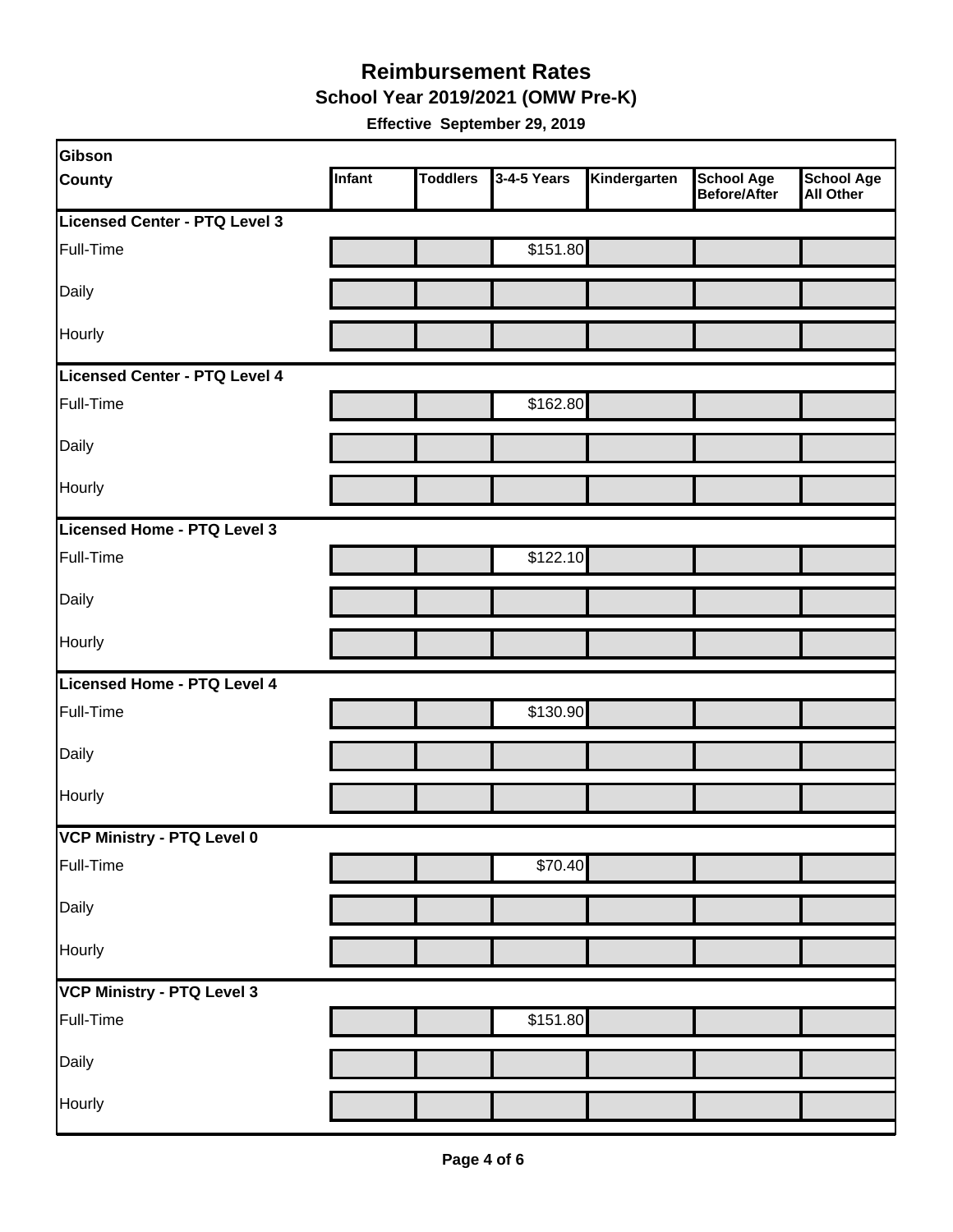# Reimbursement Rates

## School Year 2019/2021 (OMW Pre-K)

**Effective September 29, 2019**

| Gibson County | Infant | Toddlers | 3-4-5 Years | Kindergarten | School Age Before/After | School Age All Other |
|---|---|---|---|---|---|---|
| **Licensed Center - PTQ Level 3** | | | | | | |
| Full-Time | | | $151.80 | | | |
| Daily | | | | | | |
| Hourly | | | | | | |
| **Licensed Center - PTQ Level 4** | | | | | | |
| Full-Time | | | $162.80 | | | |
| Daily | | | | | | |
| Hourly | | | | | | |
| **Licensed Home - PTQ Level 3** | | | | | | |
| Full-Time | | | $122.10 | | | |
| Daily | | | | | | |
| Hourly | | | | | | |
| **Licensed Home - PTQ Level 4** | | | | | | |
| Full-Time | | | $130.90 | | | |
| Daily | | | | | | |
| Hourly | | | | | | |
| **VCP Ministry - PTQ Level 0** | | | | | | |
| Full-Time | | | $70.40 | | | |
| Daily | | | | | | |
| Hourly | | | | | | |
| **VCP Ministry - PTQ Level 3** | | | | | | |
| Full-Time | | | $151.80 | | | |
| Daily | | | | | | |
| Hourly | | | | | | |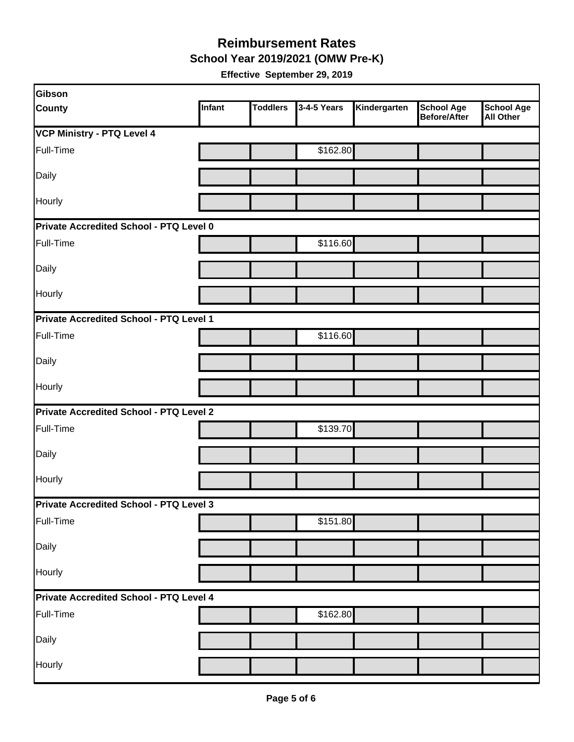# Reimbursement Rates

## School Year 2019/2021 (OMW Pre-K)

**Effective September 29, 2019**

| Gibson County | Infant | Toddlers | 3-4-5 Years | Kindergarten | School Age Before/After | School Age All Other |
|---|---|---|---|---|---|---|
| **VCP Ministry - PTQ Level 4** | | | | | | |
| Full-Time | | | $162.80 | | | |
| Daily | | | | | | |
| Hourly | | | | | | |
| **Private Accredited School - PTQ Level 0** | | | | | | |
| Full-Time | | | $116.60 | | | |
| Daily | | | | | | |
| Hourly | | | | | | |
| **Private Accredited School - PTQ Level 1** | | | | | | |
| Full-Time | | | $116.60 | | | |
| Daily | | | | | | |
| Hourly | | | | | | |
| **Private Accredited School - PTQ Level 2** | | | | | | |
| Full-Time | | | $139.70 | | | |
| Daily | | | | | | |
| Hourly | | | | | | |
| **Private Accredited School - PTQ Level 3** | | | | | | |
| Full-Time | | | $151.80 | | | |
| Daily | | | | | | |
| Hourly | | | | | | |
| **Private Accredited School - PTQ Level 4** | | | | | | |
| Full-Time | | | $162.80 | | | |
| Daily | | | | | | |
| Hourly | | | | | | |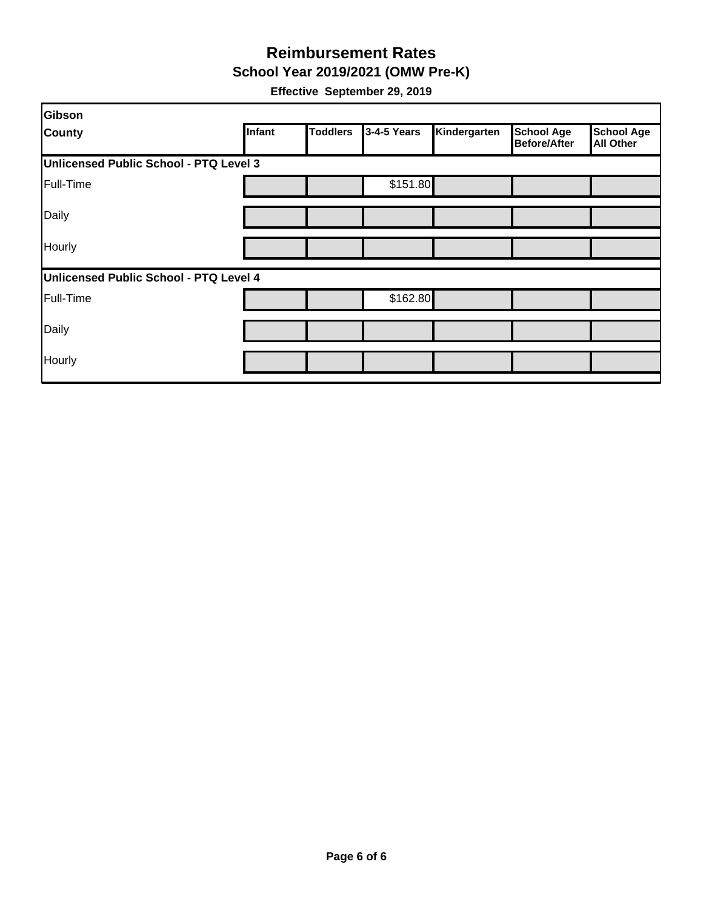# Reimbursement Rates

## School Year 2019/2021 (OMW Pre-K)

**Effective September 29, 2019**

| Gibson County | Infant | Toddlers | 3-4-5 Years | Kindergarten | School Age Before/After | School Age All Other |
|---|---|---|---|---|---|---|
| **Unlicensed Public School - PTQ Level 3** | | | | | | |
| Full-Time | | | $151.80 | | | |
| Daily | | | | | | |
| Hourly | | | | | | |
| **Unlicensed Public School - PTQ Level 4** | | | | | | |
| Full-Time | | | $162.80 | | | |
| Daily | | | | | | |
| Hourly | | | | | | |